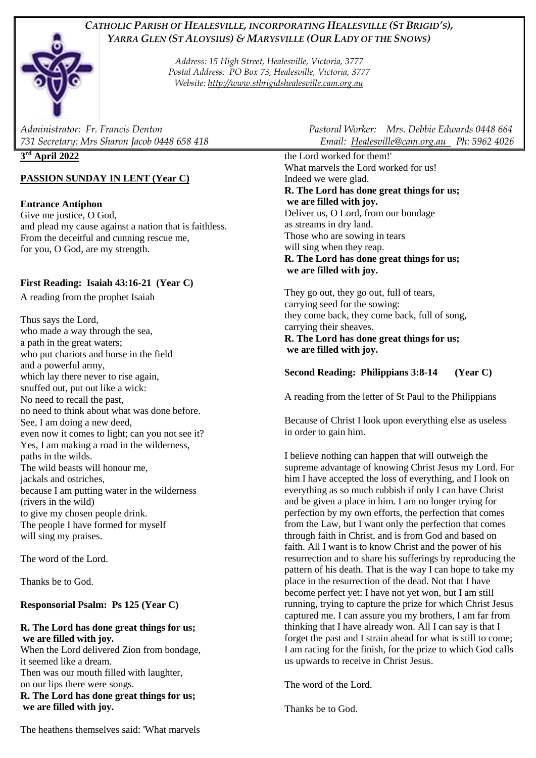## *CATHOLIC PARISH OF HEALESVILLE, INCORPORATING HEALESVILLE (ST BRIGID'S), YARRA GLEN (ST ALOYSIUS) & MARYSVILLE (OUR LADY OF THE SNOWS)*

*Address: 15 High Street, Healesville, Victoria, 3777*
*Postal Address: PO Box 73, Healesville, Victoria, 3777*
*Website: http://www.stbrigidshealesville.cam.org.au*

*Administrator: Fr. Francis Denton* *Pastoral Worker: Mrs. Debbie Edwards 0448 664 731 Secretary: Mrs Sharon Jacob 0448 658 418* *Email: Healesville@cam.org.au Ph: 5962 4026*

**3rd April 2022**

**PASSION SUNDAY IN LENT (Year C)**

**Entrance Antiphon**

Give me justice, O God,
and plead my cause against a nation that is faithless.
From the deceitful and cunning rescue me,
for you, O God, are my strength.

**First Reading: Isaiah 43:16-21 (Year C)**

A reading from the prophet Isaiah

Thus says the Lord,
who made a way through the sea,
a path in the great waters;
who put chariots and horse in the field
and a powerful army,
which lay there never to rise again,
snuffed out, put out like a wick:
No need to recall the past,
no need to think about what was done before.
See, I am doing a new deed,
even now it comes to light; can you not see it?
Yes, I am making a road in the wilderness,
paths in the wilds.
The wild beasts will honour me,
jackals and ostriches,
because I am putting water in the wilderness
(rivers in the wild)
to give my chosen people drink.
The people I have formed for myself
will sing my praises.

The word of the Lord.

Thanks be to God.

**Responsorial Psalm: Ps 125 (Year C)**

**R. The Lord has done great things for us;
we are filled with joy.**
When the Lord delivered Zion from bondage,
it seemed like a dream.
Then was our mouth filled with laughter,
on our lips there were songs.
**R. The Lord has done great things for us;
we are filled with joy.**

The heathens themselves said: 'What marvels
the Lord worked for them!'
What marvels the Lord worked for us!
Indeed we were glad.
**R. The Lord has done great things for us;
we are filled with joy.**
Deliver us, O Lord, from our bondage
as streams in dry land.
Those who are sowing in tears
will sing when they reap.
**R. The Lord has done great things for us;
we are filled with joy.**

They go out, they go out, full of tears,
carrying seed for the sowing:
they come back, they come back, full of song,
carrying their sheaves.
**R. The Lord has done great things for us;
we are filled with joy.**

**Second Reading: Philippians 3:8-14 (Year C)**

A reading from the letter of St Paul to the Philippians

Because of Christ I look upon everything else as useless in order to gain him.

I believe nothing can happen that will outweigh the supreme advantage of knowing Christ Jesus my Lord. For him I have accepted the loss of everything, and I look on everything as so much rubbish if only I can have Christ and be given a place in him. I am no longer trying for perfection by my own efforts, the perfection that comes from the Law, but I want only the perfection that comes through faith in Christ, and is from God and based on faith. All I want is to know Christ and the power of his resurrection and to share his sufferings by reproducing the pattern of his death. That is the way I can hope to take my place in the resurrection of the dead. Not that I have become perfect yet: I have not yet won, but I am still running, trying to capture the prize for which Christ Jesus captured me. I can assure you my brothers, I am far from thinking that I have already won. All I can say is that I forget the past and I strain ahead for what is still to come; I am racing for the finish, for the prize to which God calls us upwards to receive in Christ Jesus.

The word of the Lord.

Thanks be to God.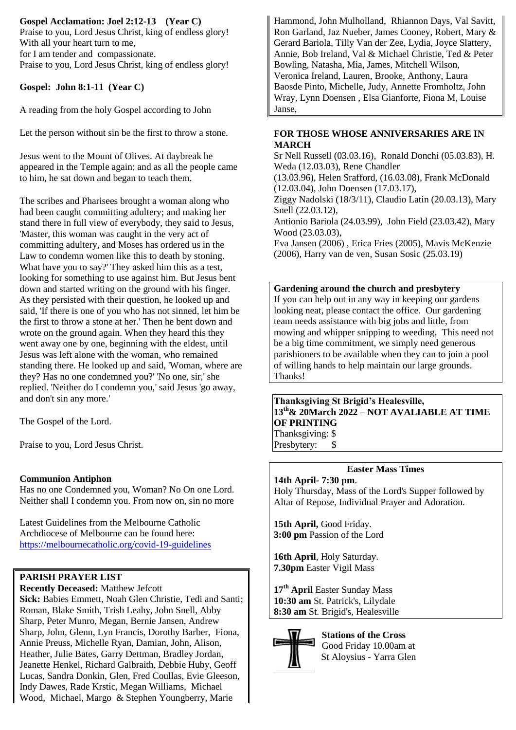**Gospel Acclamation: Joel 2:12-13 (Year C)**
Praise to you, Lord Jesus Christ, king of endless glory!
With all your heart turn to me,
for I am tender and compassionate.
Praise to you, Lord Jesus Christ, king of endless glory!

**Gospel: John 8:1-11 (Year C)**

A reading from the holy Gospel according to John

Let the person without sin be the first to throw a stone.

Jesus went to the Mount of Olives. At daybreak he appeared in the Temple again; and as all the people came to him, he sat down and began to teach them.

The scribes and Pharisees brought a woman along who had been caught committing adultery; and making her stand there in full view of everybody, they said to Jesus, 'Master, this woman was caught in the very act of committing adultery, and Moses has ordered us in the Law to condemn women like this to death by stoning. What have you to say?' They asked him this as a test, looking for something to use against him. But Jesus bent down and started writing on the ground with his finger. As they persisted with their question, he looked up and said, 'If there is one of you who has not sinned, let him be the first to throw a stone at her.' Then he bent down and wrote on the ground again. When they heard this they went away one by one, beginning with the eldest, until Jesus was left alone with the woman, who remained standing there. He looked up and said, 'Woman, where are they? Has no one condemned you?' 'No one, sir,' she replied. 'Neither do I condemn you,' said Jesus 'go away, and don't sin any more.'

The Gospel of the Lord.

Praise to you, Lord Jesus Christ.

**Communion Antiphon**
Has no one Condemned you, Woman? No On one Lord. Neither shall I condemn you. From now on, sin no more

Latest Guidelines from the Melbourne Catholic Archdiocese of Melbourne can be found here: https://melbournecatholic.org/covid-19-guidelines

**PARISH PRAYER LIST**
**Recently Deceased:** Matthew Jefcott
**Sick:** Babies Emmett, Noah Glen Christie, Tedi and Santi; Roman, Blake Smith, Trish Leahy, John Snell, Abby Sharp, Peter Munro, Megan, Bernie Jansen, Andrew Sharp, John, Glenn, Lyn Francis, Dorothy Barber, Fiona, Annie Preuss, Michelle Ryan, Damian, John, Alison, Heather, Julie Bates, Garry Dettman, Bradley Jordan, Jeanette Henkel, Richard Galbraith, Debbie Huby, Geoff Lucas, Sandra Donkin, Glen, Fred Coullas, Evie Gleeson, Indy Dawes, Rade Krstic, Megan Williams, Michael Wood, Michael, Margo & Stephen Youngberry, Marie Hammond, John Mulholland, Rhiannon Days, Val Savitt, Ron Garland, Jaz Nueber, James Cooney, Robert, Mary & Gerard Bariola, Tilly Van der Zee, Lydia, Joyce Slattery, Annie, Bob Ireland, Val & Michael Christie, Ted & Peter Bowling, Natasha, Mia, James, Mitchell Wilson, Veronica Ireland, Lauren, Brooke, Anthony, Laura Baosde Pinto, Michelle, Judy, Annette Fromholtz, John Wray, Lynn Doensen , Elsa Gianforte, Fiona M, Louise Janse,

**FOR THOSE WHOSE ANNIVERSARIES ARE IN MARCH**
Sr Nell Russell (03.03.16), Ronald Donchi (05.03.83), H. Weda (12.03.03), Rene Chandler (13.03.96), Helen Srafford, (16.03.08), Frank McDonald (12.03.04), John Doensen (17.03.17),
Ziggy Nadolski (18/3/11), Claudio Latin (20.03.13), Mary Snell (22.03.12),
Antionio Bariola (24.03.99), John Field (23.03.42), Mary Wood (23.03.03),
Eva Jansen (2006) , Erica Fries (2005), Mavis McKenzie (2006), Harry van de ven, Susan Sosic (25.03.19)

**Gardening around the church and presbytery**
If you can help out in any way in keeping our gardens looking neat, please contact the office. Our gardening team needs assistance with big jobs and little, from mowing and whipper snipping to weeding. This need not be a big time commitment, we simply need generous parishioners to be available when they can to join a pool of willing hands to help maintain our large grounds. Thanks!

**Thanksgiving St Brigid's Healesville, 13th & 20March 2022 – NOT AVALIABLE AT TIME OF PRINTING**
Thanksgiving: $
Presbytery: $

**Easter Mass Times**

**14th April- 7:30 pm**.
Holy Thursday, Mass of the Lord's Supper followed by Altar of Repose, Individual Prayer and Adoration.

**15th April,** Good Friday.
**3:00 pm** Passion of the Lord

**16th April**, Holy Saturday.
**7.30pm** Easter Vigil Mass

**17th April** Easter Sunday Mass
**10:30 am** St. Patrick's, Lilydale
**8:30 am** St. Brigid's, Healesville

**Stations of the Cross**
Good Friday 10.00am at St Aloysius - Yarra Glen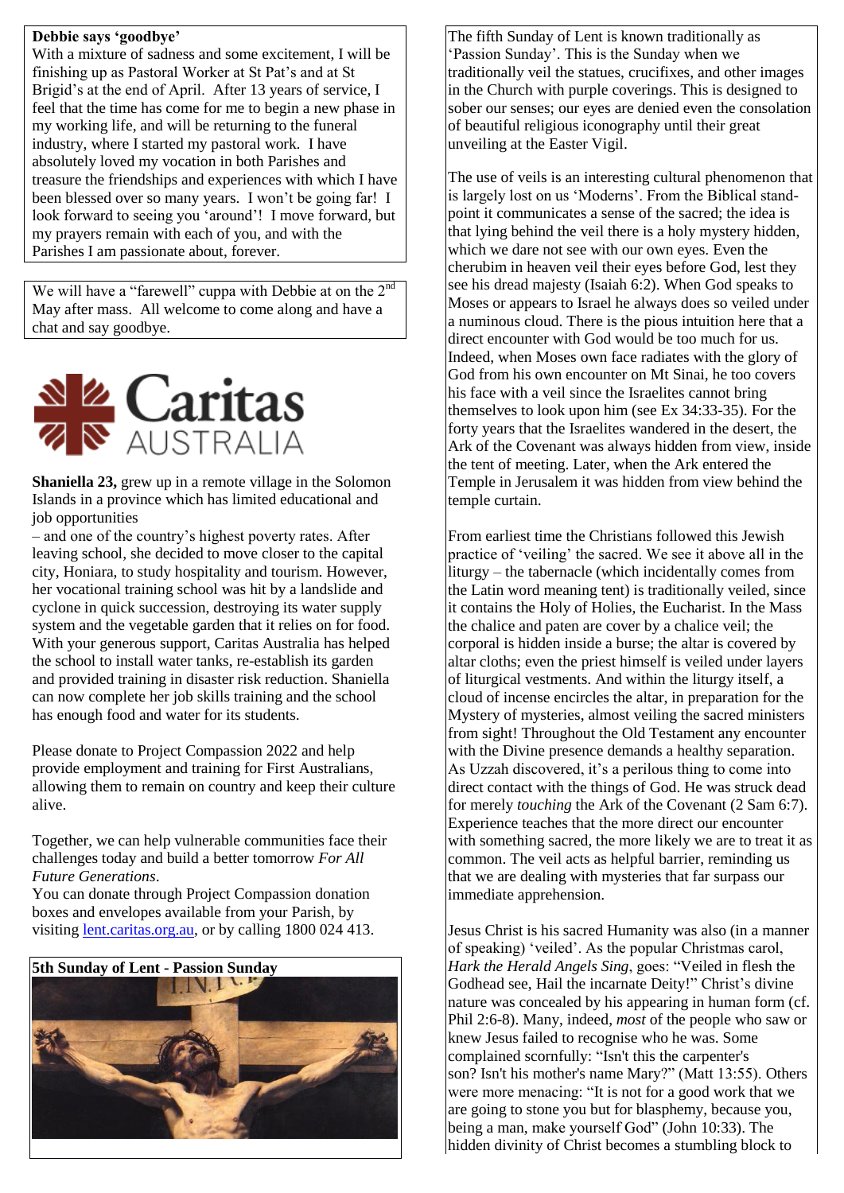**Debbie says 'goodbye'**

With a mixture of sadness and some excitement, I will be finishing up as Pastoral Worker at St Pat's and at St Brigid's at the end of April. After 13 years of service, I feel that the time has come for me to begin a new phase in my working life, and will be returning to the funeral industry, where I started my pastoral work. I have absolutely loved my vocation in both Parishes and treasure the friendships and experiences with which I have been blessed over so many years. I won't be going far! I look forward to seeing you 'around'! I move forward, but my prayers remain with each of you, and with the Parishes I am passionate about, forever.

We will have a "farewell" cuppa with Debbie at on the 2nd May after mass. All welcome to come along and have a chat and say goodbye.

Caritas AUSTRALIA

**Shaniella 23,** grew up in a remote village in the Solomon Islands in a province which has limited educational and job opportunities – and one of the country's highest poverty rates. After leaving school, she decided to move closer to the capital city, Honiara, to study hospitality and tourism. However, her vocational training school was hit by a landslide and cyclone in quick succession, destroying its water supply system and the vegetable garden that it relies on for food. With your generous support, Caritas Australia has helped the school to install water tanks, re-establish its garden and provided training in disaster risk reduction. Shaniella can now complete her job skills training and the school has enough food and water for its students.

Please donate to Project Compassion 2022 and help provide employment and training for First Australians, allowing them to remain on country and keep their culture alive.

Together, we can help vulnerable communities face their challenges today and build a better tomorrow *For All Future Generations*.

You can donate through Project Compassion donation boxes and envelopes available from your Parish, by visiting lent.caritas.org.au, or by calling 1800 024 413.

**5th Sunday of Lent - Passion Sunday**

The fifth Sunday of Lent is known traditionally as 'Passion Sunday'. This is the Sunday when we traditionally veil the statues, crucifixes, and other images in the Church with purple coverings. This is designed to sober our senses; our eyes are denied even the consolation of beautiful religious iconography until their great unveiling at the Easter Vigil.

The use of veils is an interesting cultural phenomenon that is largely lost on us 'Moderns'. From the Biblical standpoint it communicates a sense of the sacred; the idea is that lying behind the veil there is a holy mystery hidden, which we dare not see with our own eyes. Even the cherubim in heaven veil their eyes before God, lest they see his dread majesty (Isaiah 6:2). When God speaks to Moses or appears to Israel he always does so veiled under a numinous cloud. There is the pious intuition here that a direct encounter with God would be too much for us. Indeed, when Moses own face radiates with the glory of God from his own encounter on Mt Sinai, he too covers his face with a veil since the Israelites cannot bring themselves to look upon him (see Ex 34:33-35). For the forty years that the Israelites wandered in the desert, the Ark of the Covenant was always hidden from view, inside the tent of meeting. Later, when the Ark entered the Temple in Jerusalem it was hidden from view behind the temple curtain.

From earliest time the Christians followed this Jewish practice of 'veiling' the sacred. We see it above all in the liturgy – the tabernacle (which incidentally comes from the Latin word meaning tent) is traditionally veiled, since it contains the Holy of Holies, the Eucharist. In the Mass the chalice and paten are cover by a chalice veil; the corporal is hidden inside a burse; the altar is covered by altar cloths; even the priest himself is veiled under layers of liturgical vestments. And within the liturgy itself, a cloud of incense encircles the altar, in preparation for the Mystery of mysteries, almost veiling the sacred ministers from sight! Throughout the Old Testament any encounter with the Divine presence demands a healthy separation. As Uzzah discovered, it's a perilous thing to come into direct contact with the things of God. He was struck dead for merely *touching* the Ark of the Covenant (2 Sam 6:7). Experience teaches that the more direct our encounter with something sacred, the more likely we are to treat it as common. The veil acts as helpful barrier, reminding us that we are dealing with mysteries that far surpass our immediate apprehension.

Jesus Christ is his sacred Humanity was also (in a manner of speaking) 'veiled'. As the popular Christmas carol, *Hark the Herald Angels Sing*, goes: "Veiled in flesh the Godhead see, Hail the incarnate Deity!" Christ's divine nature was concealed by his appearing in human form (cf. Phil 2:6-8). Many, indeed, *most* of the people who saw or knew Jesus failed to recognise who he was. Some complained scornfully: "Isn't this the carpenter's son? Isn't his mother's name Mary?" (Matt 13:55). Others were more menacing: "It is not for a good work that we are going to stone you but for blasphemy, because you, being a man, make yourself God" (John 10:33). The hidden divinity of Christ becomes a stumbling block to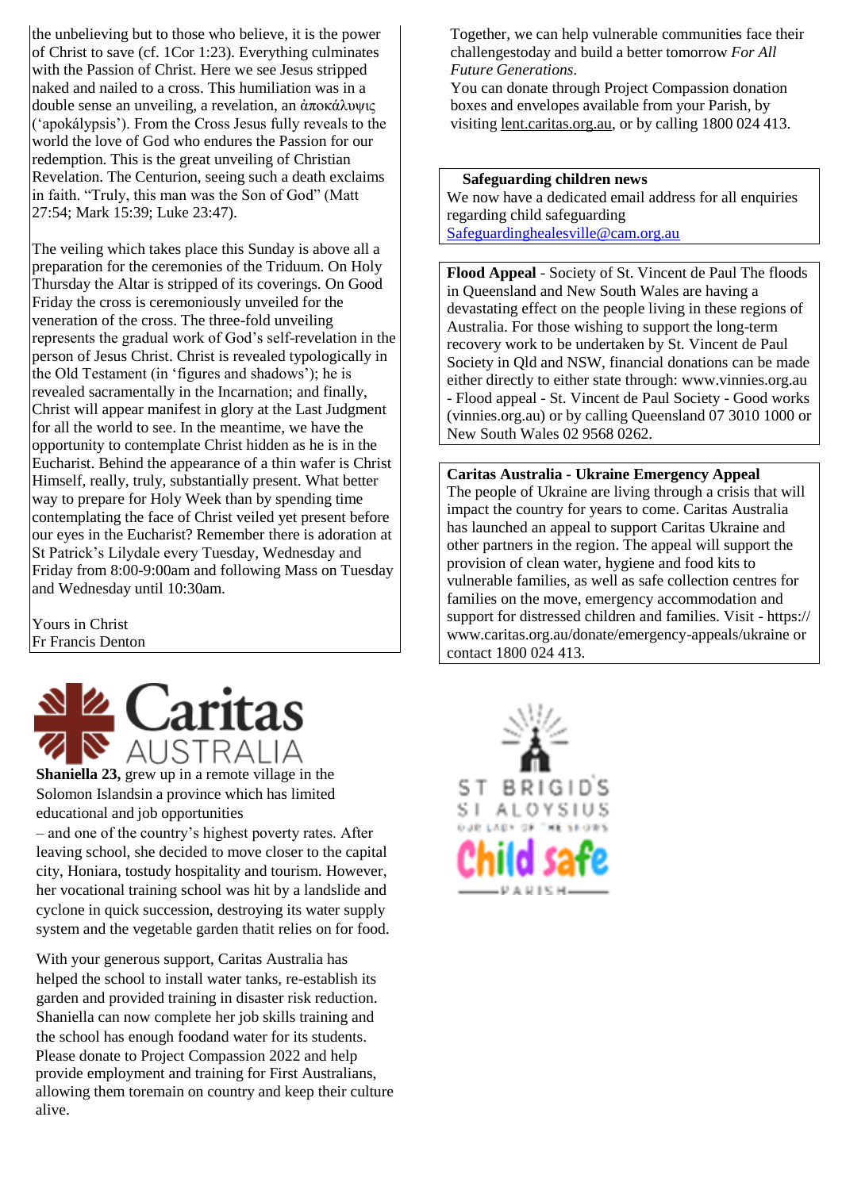the unbelieving but to those who believe, it is the power of Christ to save (cf. 1Cor 1:23). Everything culminates with the Passion of Christ. Here we see Jesus stripped naked and nailed to a cross. This humiliation was in a double sense an unveiling, a revelation, an ἀποκάλυψις ('apokálypsis'). From the Cross Jesus fully reveals to the world the love of God who endures the Passion for our redemption. This is the great unveiling of Christian Revelation. The Centurion, seeing such a death exclaims in faith. "Truly, this man was the Son of God" (Matt 27:54; Mark 15:39; Luke 23:47).

The veiling which takes place this Sunday is above all a preparation for the ceremonies of the Triduum. On Holy Thursday the Altar is stripped of its coverings. On Good Friday the cross is ceremoniously unveiled for the veneration of the cross. The three-fold unveiling represents the gradual work of God's self-revelation in the person of Jesus Christ. Christ is revealed typologically in the Old Testament (in 'figures and shadows'); he is revealed sacramentally in the Incarnation; and finally, Christ will appear manifest in glory at the Last Judgment for all the world to see. In the meantime, we have the opportunity to contemplate Christ hidden as he is in the Eucharist. Behind the appearance of a thin wafer is Christ Himself, really, truly, substantially present. What better way to prepare for Holy Week than by spending time contemplating the face of Christ veiled yet present before our eyes in the Eucharist? Remember there is adoration at St Patrick's Lilydale every Tuesday, Wednesday and Friday from 8:00-9:00am and following Mass on Tuesday and Wednesday until 10:30am.

Yours in Christ
Fr Francis Denton

Caritas AUSTRALIA

**Shaniella 23,** grew up in a remote village in the Solomon Islandsin a province which has limited educational and job opportunities
– and one of the country's highest poverty rates. After leaving school, she decided to move closer to the capital city, Honiara, tostudy hospitality and tourism. However, her vocational training school was hit by a landslide and cyclone in quick succession, destroying its water supply system and the vegetable garden thatit relies on for food.

With your generous support, Caritas Australia has helped the school to install water tanks, re-establish its garden and provided training in disaster risk reduction. Shaniella can now complete her job skills training and the school has enough foodand water for its students. Please donate to Project Compassion 2022 and help provide employment and training for First Australians, allowing them toremain on country and keep their culture alive.

Together, we can help vulnerable communities face their challengestoday and build a better tomorrow *For All Future Generations*.
You can donate through Project Compassion donation boxes and envelopes available from your Parish, by visiting lent.caritas.org.au, or by calling 1800 024 413.

**Safeguarding children news**
We now have a dedicated email address for all enquiries regarding child safeguarding
Safeguardinghealesville@cam.org.au

**Flood Appeal** - Society of St. Vincent de Paul The floods in Queensland and New South Wales are having a devastating effect on the people living in these regions of Australia. For those wishing to support the long-term recovery work to be undertaken by St. Vincent de Paul Society in Qld and NSW, financial donations can be made either directly to either state through: www.vinnies.org.au - Flood appeal - St. Vincent de Paul Society - Good works (vinnies.org.au) or by calling Queensland 07 3010 1000 or New South Wales 02 9568 0262.

**Caritas Australia - Ukraine Emergency Appeal**
The people of Ukraine are living through a crisis that will impact the country for years to come. Caritas Australia has launched an appeal to support Caritas Ukraine and other partners in the region. The appeal will support the provision of clean water, hygiene and food kits to vulnerable families, as well as safe collection centres for families on the move, emergency accommodation and support for distressed children and families. Visit - https://www.caritas.org.au/donate/emergency-appeals/ukraine or contact 1800 024 413.

ST BRIGID'S
ST ALOYSIUS
OUR LADY OF THE SNOWS
Child safe
PARISH